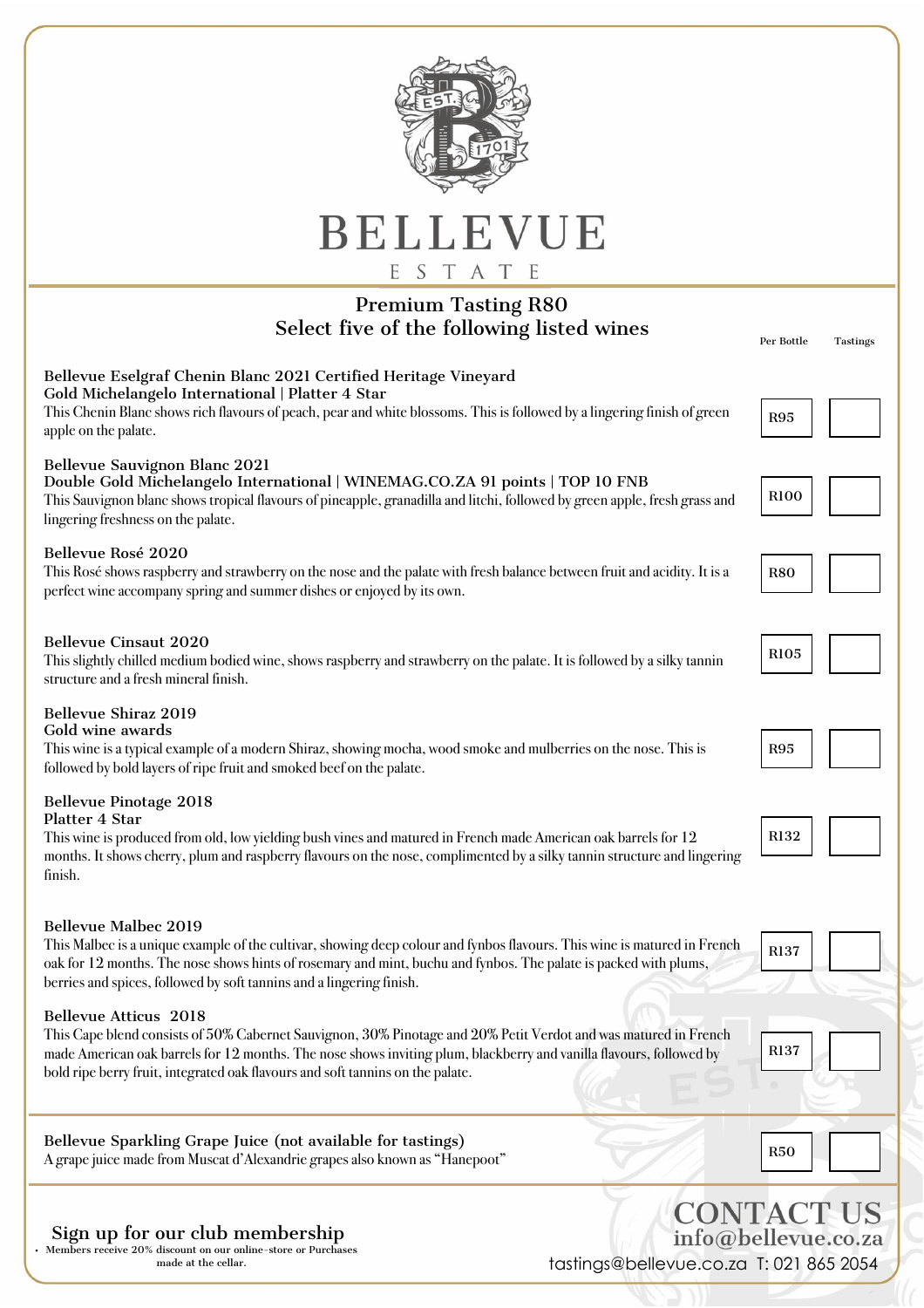# BELLEVUE

ESTATE

## Premium Tasting R80

### Select five of the following listed wines

| Wine | Per Bottle | Tastings |
|---|---|---|
| **Bellevue Eselgraf Chenin Blanc 2021 Certified Heritage Vineyard**<br>**Gold Michelangelo International \| Platter 4 Star**<br>This Chenin Blanc shows rich flavours of peach, pear and white blossoms. This is followed by a lingering finish of green apple on the palate. | R95 | |
| **Bellevue Sauvignon Blanc 2021**<br>**Double Gold Michelangelo International \| WINEMAG.CO.ZA 91 points \| TOP 10 FNB**<br>This Sauvignon blanc shows tropical flavours of pineapple, granadilla and litchi, followed by green apple, fresh grass and lingering freshness on the palate. | R100 | |
| **Bellevue Rosé 2020**<br>This Rosé shows raspberry and strawberry on the nose and the palate with fresh balance between fruit and acidity. It is a perfect wine accompany spring and summer dishes or enjoyed by its own. | R80 | |
| **Bellevue Cinsaut 2020**<br>This slightly chilled medium bodied wine, shows raspberry and strawberry on the palate. It is followed by a silky tannin structure and a fresh mineral finish. | R105 | |
| **Bellevue Shiraz 2019**<br>**Gold wine awards**<br>This wine is a typical example of a modern Shiraz, showing mocha, wood smoke and mulberries on the nose. This is followed by bold layers of ripe fruit and smoked beef on the palate. | R95 | |
| **Bellevue Pinotage 2018**<br>**Platter 4 Star**<br>This wine is produced from old, low yielding bush vines and matured in French made American oak barrels for 12 months. It shows cherry, plum and raspberry flavours on the nose, complimented by a silky tannin structure and lingering finish. | R132 | |
| **Bellevue Malbec 2019**<br>This Malbec is a unique example of the cultivar, showing deep colour and fynbos flavours. This wine is matured in French oak for 12 months. The nose shows hints of rosemary and mint, buchu and fynbos. The palate is packed with plums, berries and spices, followed by soft tannins and a lingering finish. | R137 | |
| **Bellevue Atticus 2018**<br>This Cape blend consists of 50% Cabernet Sauvignon, 30% Pinotage and 20% Petit Verdot and was matured in French made American oak barrels for 12 months. The nose shows inviting plum, blackberry and vanilla flavours, followed by bold ripe berry fruit, integrated oak flavours and soft tannins on the palate. | R137 | |
| **Bellevue Sparkling Grape Juice (not available for tastings)**<br>A grape juice made from Muscat d'Alexandrie grapes also known as "Hanepoot" | R50 | |

## Sign up for our club membership

- Members receive 20% discount on our online-store or Purchases made at the cellar.

## CONTACT US

info@bellevue.co.za

tastings@bellevue.co.za T: 021 865 2054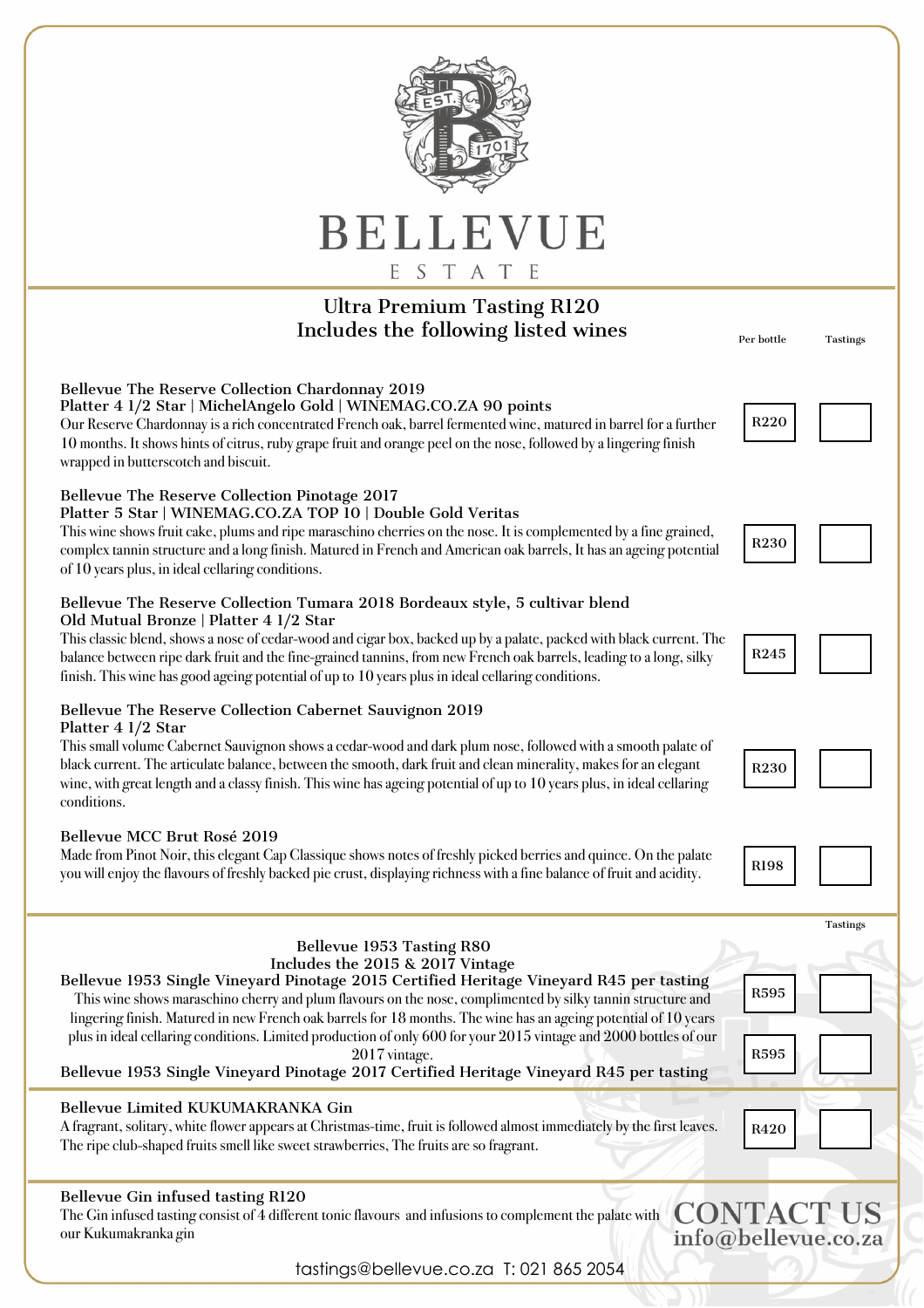# BELLEVUE

E S T A T E

## Ultra Premium Tasting R120
Includes the following listed wines

| | Per bottle | Tastings |
| --- | --- | --- |
| **Bellevue The Reserve Collection Chardonnay 2019**<br>**Platter 4 1/2 Star \| MichelAngelo Gold \| WINEMAG.CO.ZA 90 points**<br>Our Reserve Chardonnay is a rich concentrated French oak, barrel fermented wine, matured in barrel for a further 10 months. It shows hints of citrus, ruby grape fruit and orange peel on the nose, followed by a lingering finish wrapped in butterscotch and biscuit. | R220 | |
| **Bellevue The Reserve Collection Pinotage 2017**<br>**Platter 5 Star \| WINEMAG.CO.ZA TOP 10 \| Double Gold Veritas**<br>This wine shows fruit cake, plums and ripe maraschino cherries on the nose. It is complemented by a fine grained, complex tannin structure and a long finish. Matured in French and American oak barrels, It has an ageing potential of 10 years plus, in ideal cellaring conditions. | R230 | |
| **Bellevue The Reserve Collection Tumara 2018 Bordeaux style, 5 cultivar blend**<br>**Old Mutual Bronze \| Platter 4 1/2 Star**<br>This classic blend, shows a nose of cedar-wood and cigar box, backed up by a palate, packed with black current. The balance between ripe dark fruit and the fine-grained tannins, from new French oak barrels, leading to a long, silky finish. This wine has good ageing potential of up to 10 years plus in ideal cellaring conditions. | R245 | |
| **Bellevue The Reserve Collection Cabernet Sauvignon 2019**<br>**Platter 4 1/2 Star**<br>This small volume Cabernet Sauvignon shows a cedar-wood and dark plum nose, followed with a smooth palate of black current. The articulate balance, between the smooth, dark fruit and clean minerality, makes for an elegant wine, with great length and a classy finish. This wine has ageing potential of up to 10 years plus, in ideal cellaring conditions. | R230 | |
| **Bellevue MCC Brut Rosé 2019**<br>Made from Pinot Noir, this elegant Cap Classique shows notes of freshly picked berries and quince. On the palate you will enjoy the flavours of freshly backed pie crust, displaying richness with a fine balance of fruit and acidity. | R198 | |

## Bellevue 1953 Tasting R80
Includes the 2015 & 2017 Vintage

| | | Tastings |
| --- | --- | --- |
| **Bellevue 1953 Single Vineyard Pinotage 2015 Certified Heritage Vineyard R45 per tasting**<br>This wine shows maraschino cherry and plum flavours on the nose, complimented by silky tannin structure and lingering finish. Matured in new French oak barrels for 18 months. The wine has an ageing potential of 10 years plus in ideal cellaring conditions. Limited production of only 600 for your 2015 vintage and 2000 bottles of our 2017 vintage. | R595 | |
| **Bellevue 1953 Single Vineyard Pinotage 2017 Certified Heritage Vineyard R45 per tasting** | R595 | |

| | | |
| --- | --- | --- |
| **Bellevue Limited KUKUMAKRANKA Gin**<br>A fragrant, solitary, white flower appears at Christmas-time, fruit is followed almost immediately by the first leaves. The ripe club-shaped fruits smell like sweet strawberries, The fruits are so fragrant. | R420 | |

**Bellevue Gin infused tasting R120**
The Gin infused tasting consist of 4 different tonic flavours and infusions to complement the palate with our Kukumakranka gin

## CONTACT US
info@bellevue.co.za

tastings@bellevue.co.za T: 021 865 2054